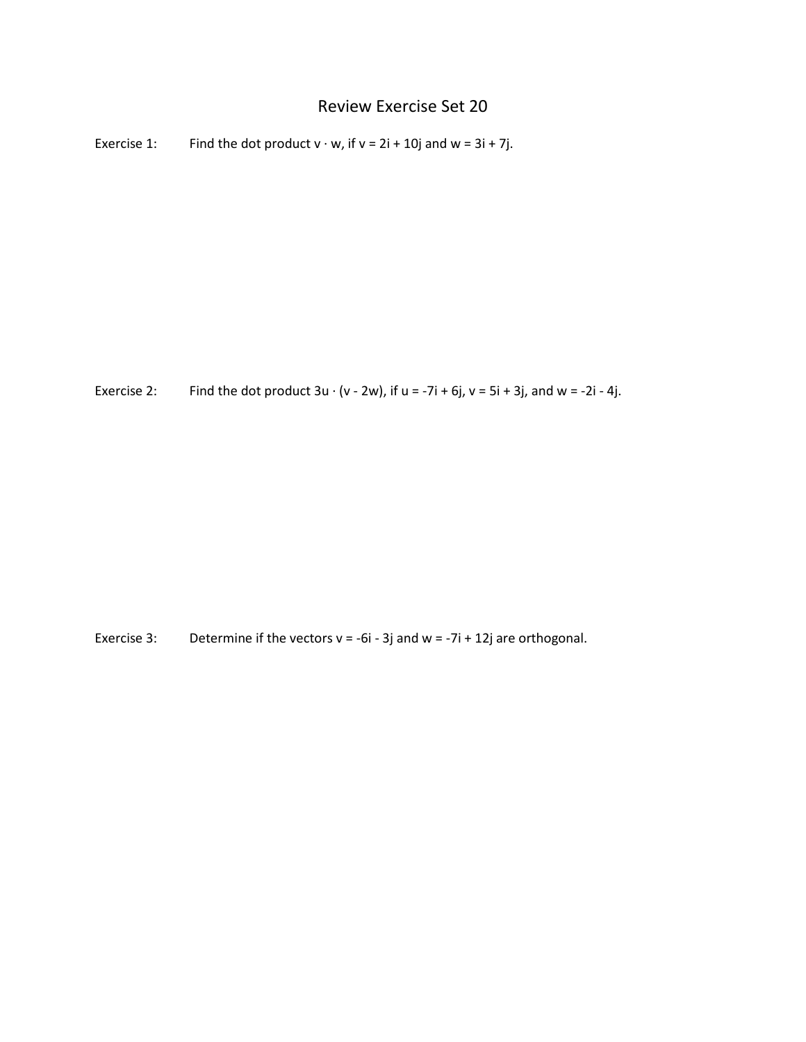# Review Exercise Set 20

Exercise 1: Find the dot product $v \cdot w$, if $v = 2i + 10j$ and $w = 3i + 7j$.

Exercise 2: Find the dot product $3u \cdot (v - 2w)$, if $u = -7i + 6j$, $v = 5i + 3j$, and $w = -2i - 4j$.

Exercise 3: Determine if the vectors $v = -6i - 3j$ and $w = -7i + 12j$ are orthogonal.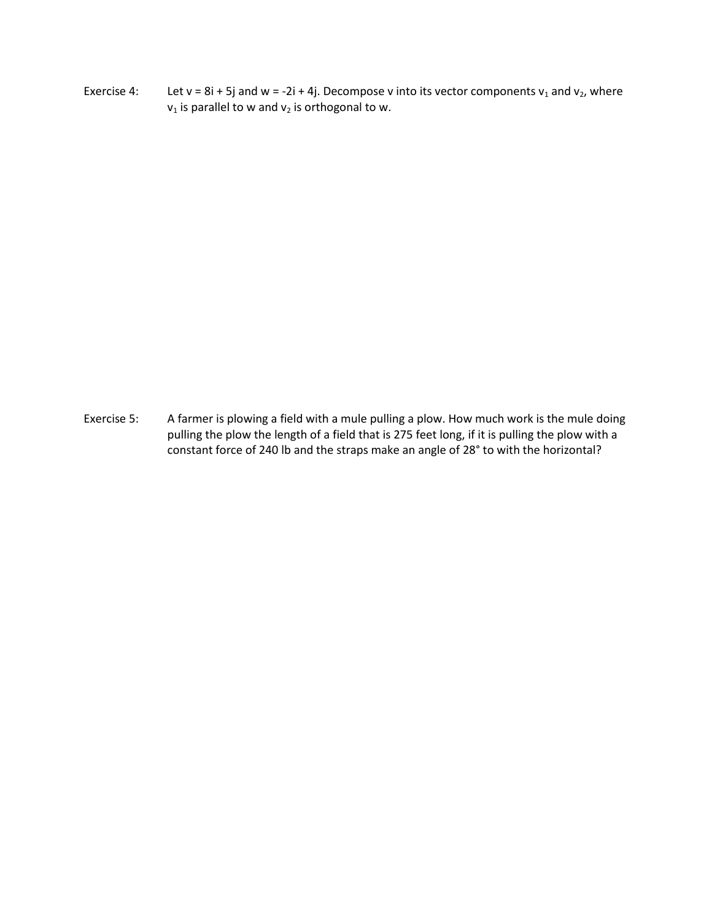Exercise 4: Let v = 8i + 5j and w = -2i + 4j. Decompose v into its vector components $v_1$ and $v_2$, where $v_1$ is parallel to w and $v_2$ is orthogonal to w.

Exercise 5: A farmer is plowing a field with a mule pulling a plow. How much work is the mule doing pulling the plow the length of a field that is 275 feet long, if it is pulling the plow with a constant force of 240 lb and the straps make an angle of 28° to with the horizontal?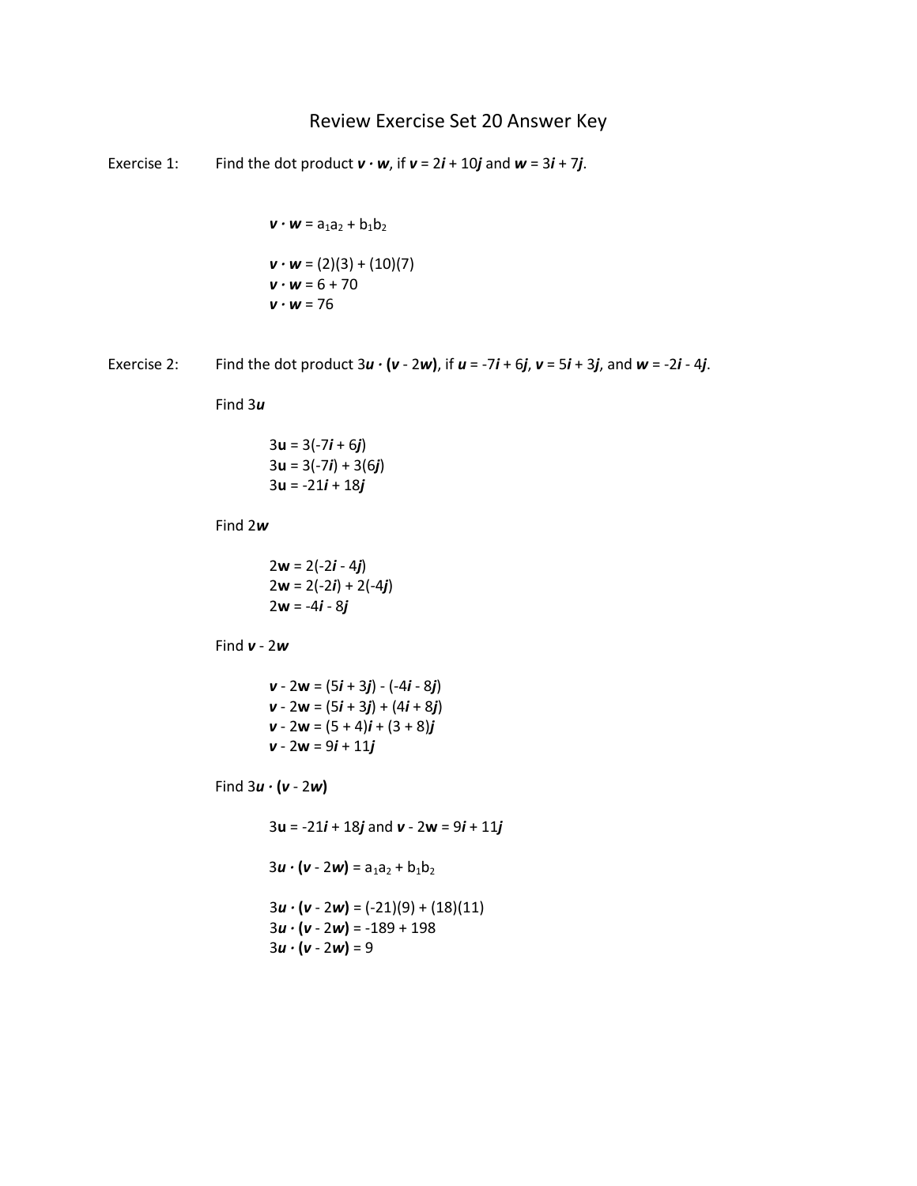# Review Exercise Set 20 Answer Key

Exercise 1: Find the dot product $\boldsymbol{v} \cdot \boldsymbol{w}$, if $\boldsymbol{v} = 2\boldsymbol{i} + 10\boldsymbol{j}$ and $\boldsymbol{w} = 3\boldsymbol{i} + 7\boldsymbol{j}$.

$$\boldsymbol{v} \cdot \boldsymbol{w} = a_1a_2 + b_1b_2$$

$$\boldsymbol{v} \cdot \boldsymbol{w} = (2)(3) + (10)(7)$$
$$\boldsymbol{v} \cdot \boldsymbol{w} = 6 + 70$$
$$\boldsymbol{v} \cdot \boldsymbol{w} = 76$$

Exercise 2: Find the dot product $3\boldsymbol{u} \cdot (\boldsymbol{v} - 2\boldsymbol{w})$, if $\boldsymbol{u} = -7\boldsymbol{i} + 6\boldsymbol{j}$, $\boldsymbol{v} = 5\boldsymbol{i} + 3\boldsymbol{j}$, and $\boldsymbol{w} = -2\boldsymbol{i} - 4\boldsymbol{j}$.

Find $3\boldsymbol{u}$

$$3\mathbf{u} = 3(-7\boldsymbol{i} + 6\boldsymbol{j})$$
$$3\mathbf{u} = 3(-7\boldsymbol{i}) + 3(6\boldsymbol{j})$$
$$3\mathbf{u} = -21\boldsymbol{i} + 18\boldsymbol{j}$$

Find $2\boldsymbol{w}$

$$2\mathbf{w} = 2(-2\boldsymbol{i} - 4\boldsymbol{j})$$
$$2\mathbf{w} = 2(-2\boldsymbol{i}) + 2(-4\boldsymbol{j})$$
$$2\mathbf{w} = -4\boldsymbol{i} - 8\boldsymbol{j}$$

Find $\boldsymbol{v} - 2\boldsymbol{w}$

$$\boldsymbol{v} - 2\mathbf{w} = (5\boldsymbol{i} + 3\boldsymbol{j}) - (-4\boldsymbol{i} - 8\boldsymbol{j})$$
$$\boldsymbol{v} - 2\mathbf{w} = (5\boldsymbol{i} + 3\boldsymbol{j}) + (4\boldsymbol{i} + 8\boldsymbol{j})$$
$$\boldsymbol{v} - 2\mathbf{w} = (5 + 4)\boldsymbol{i} + (3 + 8)\boldsymbol{j}$$
$$\boldsymbol{v} - 2\mathbf{w} = 9\boldsymbol{i} + 11\boldsymbol{j}$$

Find $3\boldsymbol{u} \cdot (\boldsymbol{v} - 2\boldsymbol{w})$

$3\mathbf{u} = -21\boldsymbol{i} + 18\boldsymbol{j}$ and $\boldsymbol{v} - 2\mathbf{w} = 9\boldsymbol{i} + 11\boldsymbol{j}$

$$3\boldsymbol{u} \cdot (\boldsymbol{v} - 2\boldsymbol{w}) = a_1a_2 + b_1b_2$$

$$3\boldsymbol{u} \cdot (\boldsymbol{v} - 2\boldsymbol{w}) = (-21)(9) + (18)(11)$$
$$3\boldsymbol{u} \cdot (\boldsymbol{v} - 2\boldsymbol{w}) = -189 + 198$$
$$3\boldsymbol{u} \cdot (\boldsymbol{v} - 2\boldsymbol{w}) = 9$$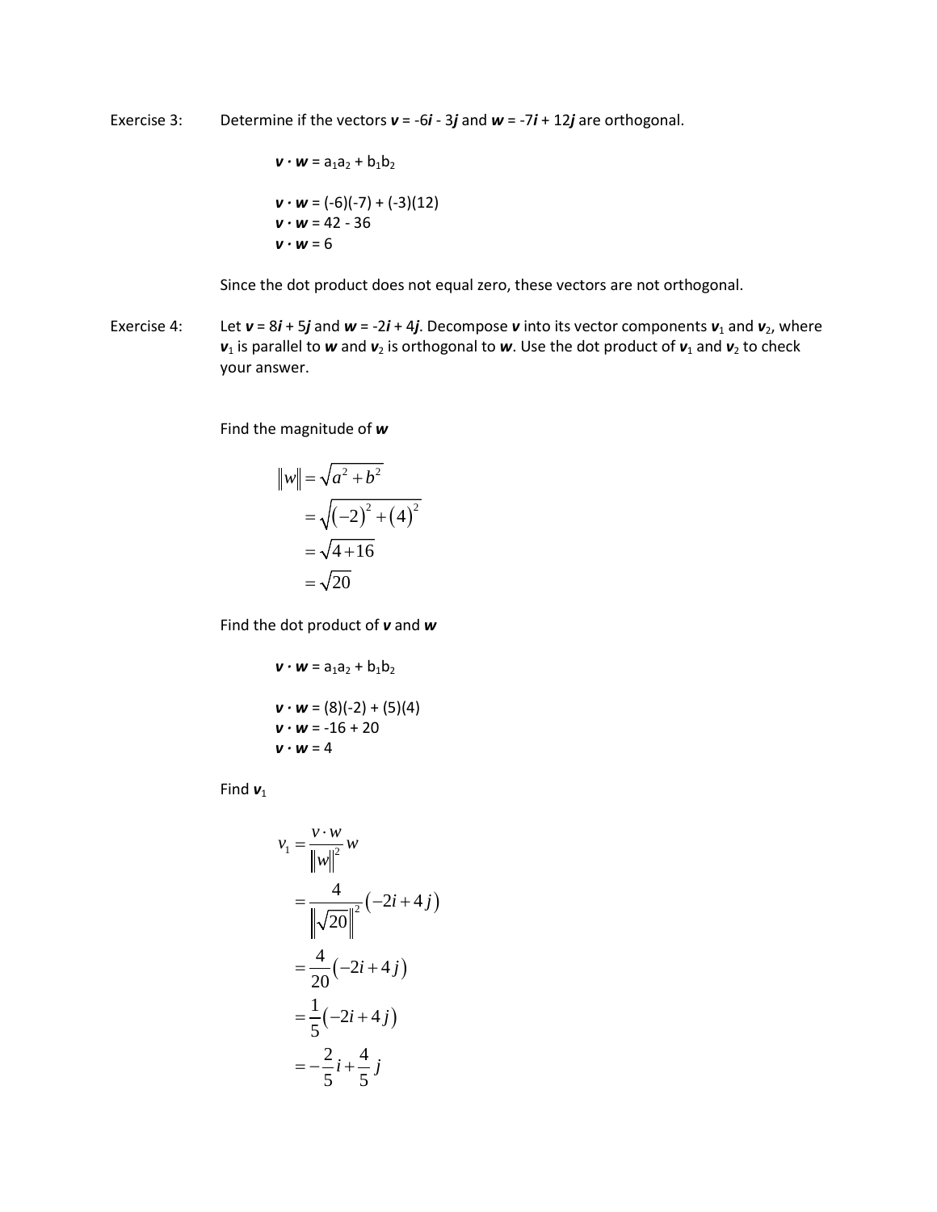Exercise 3: Determine if the vectors ***v*** = -6***i*** - 3***j*** and ***w*** = -7***i*** + 12***j*** are orthogonal.

$\mathbf{v} \cdot \mathbf{w} = a_1a_2 + b_1b_2$

$\mathbf{v} \cdot \mathbf{w} = (-6)(-7) + (-3)(12)$
$\mathbf{v} \cdot \mathbf{w} = 42 - 36$
$\mathbf{v} \cdot \mathbf{w} = 6$

Since the dot product does not equal zero, these vectors are not orthogonal.

Exercise 4: Let ***v*** = 8***i*** + 5***j*** and ***w*** = -2***i*** + 4***j***. Decompose ***v*** into its vector components $\mathbf{v}_1$ and $\mathbf{v}_2$, where $\mathbf{v}_1$ is parallel to ***w*** and $\mathbf{v}_2$ is orthogonal to ***w***. Use the dot product of $\mathbf{v}_1$ and $\mathbf{v}_2$ to check your answer.

Find the magnitude of ***w***

$$
\begin{aligned}
\|w\| &= \sqrt{a^2 + b^2} \\
&= \sqrt{(-2)^2 + (4)^2} \\
&= \sqrt{4 + 16} \\
&= \sqrt{20}
\end{aligned}
$$

Find the dot product of ***v*** and ***w***

$\mathbf{v} \cdot \mathbf{w} = a_1a_2 + b_1b_2$

$\mathbf{v} \cdot \mathbf{w} = (8)(-2) + (5)(4)$
$\mathbf{v} \cdot \mathbf{w} = -16 + 20$
$\mathbf{v} \cdot \mathbf{w} = 4$

Find $\mathbf{v}_1$

$$
\begin{aligned}
v_1 &= \frac{v \cdot w}{\|w\|^2} w \\
&= \frac{4}{\left\|\sqrt{20}\right\|^2}(-2i + 4j) \\
&= \frac{4}{20}(-2i + 4j) \\
&= \frac{1}{5}(-2i + 4j) \\
&= -\frac{2}{5}i + \frac{4}{5}j
\end{aligned}
$$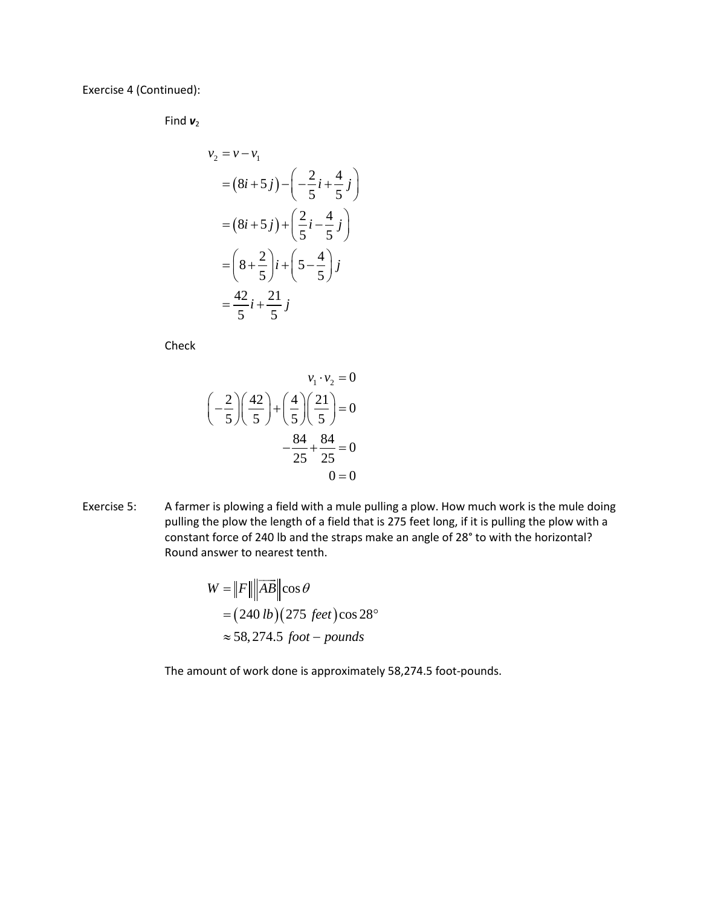Exercise 4 (Continued):

Find $\boldsymbol{v}_2$

$$
\begin{aligned}
v_2 &= v - v_1 \\
&= (8i + 5j) - \left(-\frac{2}{5}i + \frac{4}{5}j\right) \\
&= (8i + 5j) + \left(\frac{2}{5}i - \frac{4}{5}j\right) \\
&= \left(8 + \frac{2}{5}\right)i + \left(5 - \frac{4}{5}\right)j \\
&= \frac{42}{5}i + \frac{21}{5}j
\end{aligned}
$$

Check

$$
\begin{aligned}
v_1 \cdot v_2 &= 0 \\
\left(-\frac{2}{5}\right)\left(\frac{42}{5}\right) + \left(\frac{4}{5}\right)\left(\frac{21}{5}\right) &= 0 \\
-\frac{84}{25} + \frac{84}{25} &= 0 \\
0 &= 0
\end{aligned}
$$

Exercise 5: A farmer is plowing a field with a mule pulling a plow. How much work is the mule doing pulling the plow the length of a field that is 275 feet long, if it is pulling the plow with a constant force of 240 lb and the straps make an angle of 28° to with the horizontal? Round answer to nearest tenth.

$$
\begin{aligned}
W &= \|F\| \left\|\overrightarrow{AB}\right\| \cos\theta \\
&= (240\ lb)(275\ feet)\cos 28^\circ \\
&\approx 58{,}274.5\ foot - pounds
\end{aligned}
$$

The amount of work done is approximately 58,274.5 foot-pounds.